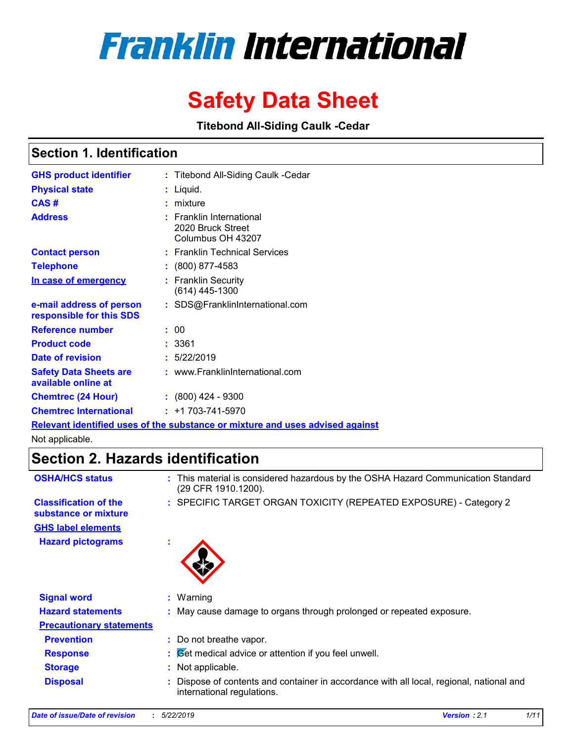# Franklin International

# Safety Data Sheet

**Titebond All-Siding Caulk -Cedar**

## Section 1. Identification

| | | |
|---|---|---|
| **GHS product identifier** | : | Titebond All-Siding Caulk -Cedar |
| **Physical state** | : | Liquid. |
| **CAS #** | : | mixture |
| **Address** | : | Franklin International<br>2020 Bruck Street<br>Columbus OH 43207 |
| **Contact person** | : | Franklin Technical Services |
| **Telephone** | : | (800) 877-4583 |
| **In case of emergency** | : | Franklin Security<br>(614) 445-1300 |
| **e-mail address of person responsible for this SDS** | : | SDS@FranklinInternational.com |
| **Reference number** | : | 00 |
| **Product code** | : | 3361 |
| **Date of revision** | : | 5/22/2019 |
| **Safety Data Sheets are available online at** | : | www.FranklinInternational.com |
| **Chemtrec (24 Hour)** | : | (800) 424 - 9300 |
| **Chemtrec International** | : | +1 703-741-5970 |

**Relevant identified uses of the substance or mixture and uses advised against**

Not applicable.

## Section 2. Hazards identification

| | | |
|---|---|---|
| **OSHA/HCS status** | : | This material is considered hazardous by the OSHA Hazard Communication Standard (29 CFR 1910.1200). |
| **Classification of the substance or mixture** | : | SPECIFIC TARGET ORGAN TOXICITY (REPEATED EXPOSURE) - Category 2 |

**GHS label elements**

| | | |
|---|---|---|
| **Hazard pictograms** | : | |
| **Signal word** | : | Warning |
| **Hazard statements** | : | May cause damage to organs through prolonged or repeated exposure. |

**Precautionary statements**

| | | |
|---|---|---|
| **Prevention** | : | Do not breathe vapor. |
| **Response** | : | Get medical advice or attention if you feel unwell. |
| **Storage** | : | Not applicable. |
| **Disposal** | : | Dispose of contents and container in accordance with all local, regional, national and international regulations. |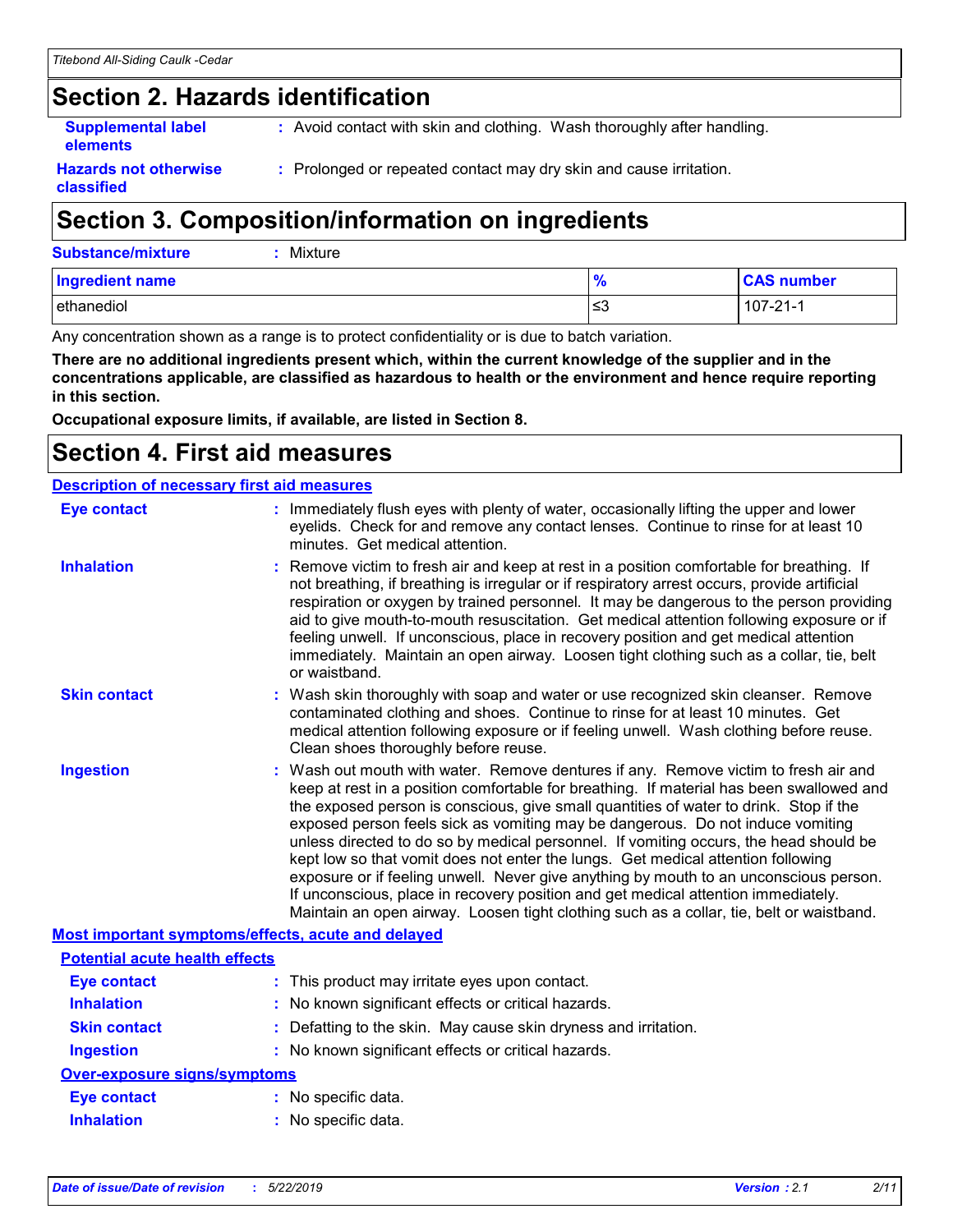## Section 2. Hazards identification

**Supplemental label elements** : Avoid contact with skin and clothing. Wash thoroughly after handling.

**Hazards not otherwise classified** : Prolonged or repeated contact may dry skin and cause irritation.

## Section 3. Composition/information on ingredients

**Substance/mixture** : Mixture

| Ingredient name | % | CAS number |
|---|---|---|
| ethanediol | ≤3 | 107-21-1 |

Any concentration shown as a range is to protect confidentiality or is due to batch variation.

**There are no additional ingredients present which, within the current knowledge of the supplier and in the concentrations applicable, are classified as hazardous to health or the environment and hence require reporting in this section.**

**Occupational exposure limits, if available, are listed in Section 8.**

## Section 4. First aid measures

### Description of necessary first aid measures

**Eye contact** : Immediately flush eyes with plenty of water, occasionally lifting the upper and lower eyelids. Check for and remove any contact lenses. Continue to rinse for at least 10 minutes. Get medical attention.

**Inhalation** : Remove victim to fresh air and keep at rest in a position comfortable for breathing. If not breathing, if breathing is irregular or if respiratory arrest occurs, provide artificial respiration or oxygen by trained personnel. It may be dangerous to the person providing aid to give mouth-to-mouth resuscitation. Get medical attention following exposure or if feeling unwell. If unconscious, place in recovery position and get medical attention immediately. Maintain an open airway. Loosen tight clothing such as a collar, tie, belt or waistband.

**Skin contact** : Wash skin thoroughly with soap and water or use recognized skin cleanser. Remove contaminated clothing and shoes. Continue to rinse for at least 10 minutes. Get medical attention following exposure or if feeling unwell. Wash clothing before reuse. Clean shoes thoroughly before reuse.

**Ingestion** : Wash out mouth with water. Remove dentures if any. Remove victim to fresh air and keep at rest in a position comfortable for breathing. If material has been swallowed and the exposed person is conscious, give small quantities of water to drink. Stop if the exposed person feels sick as vomiting may be dangerous. Do not induce vomiting unless directed to do so by medical personnel. If vomiting occurs, the head should be kept low so that vomit does not enter the lungs. Get medical attention following exposure or if feeling unwell. Never give anything by mouth to an unconscious person. If unconscious, place in recovery position and get medical attention immediately. Maintain an open airway. Loosen tight clothing such as a collar, tie, belt or waistband.

### Most important symptoms/effects, acute and delayed

#### Potential acute health effects

**Eye contact** : This product may irritate eyes upon contact.

**Inhalation** : No known significant effects or critical hazards.

**Skin contact** : Defatting to the skin. May cause skin dryness and irritation.

**Ingestion** : No known significant effects or critical hazards.

#### Over-exposure signs/symptoms

**Eye contact** : No specific data.

**Inhalation** : No specific data.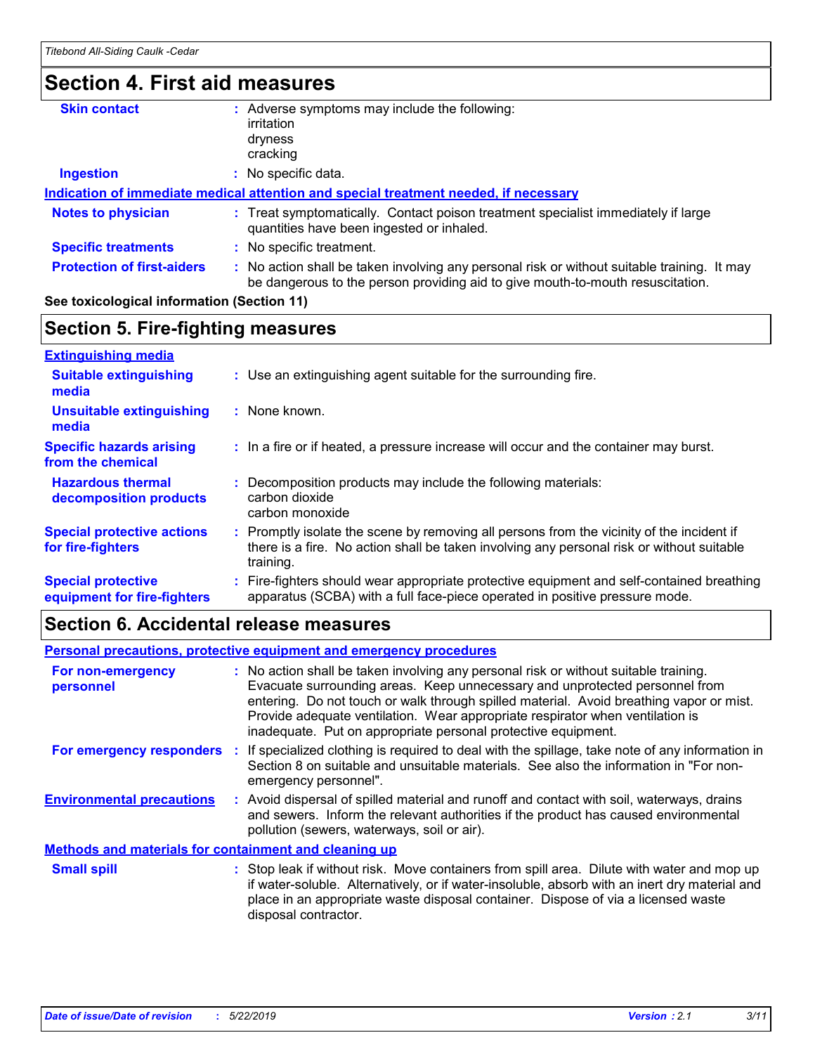## Section 4. First aid measures

**Skin contact** : Adverse symptoms may include the following:
irritation
dryness
cracking

**Ingestion** : No specific data.

**Indication of immediate medical attention and special treatment needed, if necessary**

**Notes to physician** : Treat symptomatically. Contact poison treatment specialist immediately if large quantities have been ingested or inhaled.

**Specific treatments** : No specific treatment.

**Protection of first-aiders** : No action shall be taken involving any personal risk or without suitable training. It may be dangerous to the person providing aid to give mouth-to-mouth resuscitation.

**See toxicological information (Section 11)**

## Section 5. Fire-fighting measures

**Extinguishing media**

**Suitable extinguishing media** : Use an extinguishing agent suitable for the surrounding fire.

**Unsuitable extinguishing media** : None known.

**Specific hazards arising from the chemical** : In a fire or if heated, a pressure increase will occur and the container may burst.

**Hazardous thermal decomposition products** : Decomposition products may include the following materials:
carbon dioxide
carbon monoxide

**Special protective actions for fire-fighters** : Promptly isolate the scene by removing all persons from the vicinity of the incident if there is a fire. No action shall be taken involving any personal risk or without suitable training.

**Special protective equipment for fire-fighters** : Fire-fighters should wear appropriate protective equipment and self-contained breathing apparatus (SCBA) with a full face-piece operated in positive pressure mode.

## Section 6. Accidental release measures

**Personal precautions, protective equipment and emergency procedures**

**For non-emergency personnel** : No action shall be taken involving any personal risk or without suitable training. Evacuate surrounding areas. Keep unnecessary and unprotected personnel from entering. Do not touch or walk through spilled material. Avoid breathing vapor or mist. Provide adequate ventilation. Wear appropriate respirator when ventilation is inadequate. Put on appropriate personal protective equipment.

**For emergency responders** : If specialized clothing is required to deal with the spillage, take note of any information in Section 8 on suitable and unsuitable materials. See also the information in "For non-emergency personnel".

**Environmental precautions** : Avoid dispersal of spilled material and runoff and contact with soil, waterways, drains and sewers. Inform the relevant authorities if the product has caused environmental pollution (sewers, waterways, soil or air).

**Methods and materials for containment and cleaning up**

**Small spill** : Stop leak if without risk. Move containers from spill area. Dilute with water and mop up if water-soluble. Alternatively, or if water-insoluble, absorb with an inert dry material and place in an appropriate waste disposal container. Dispose of via a licensed waste disposal contractor.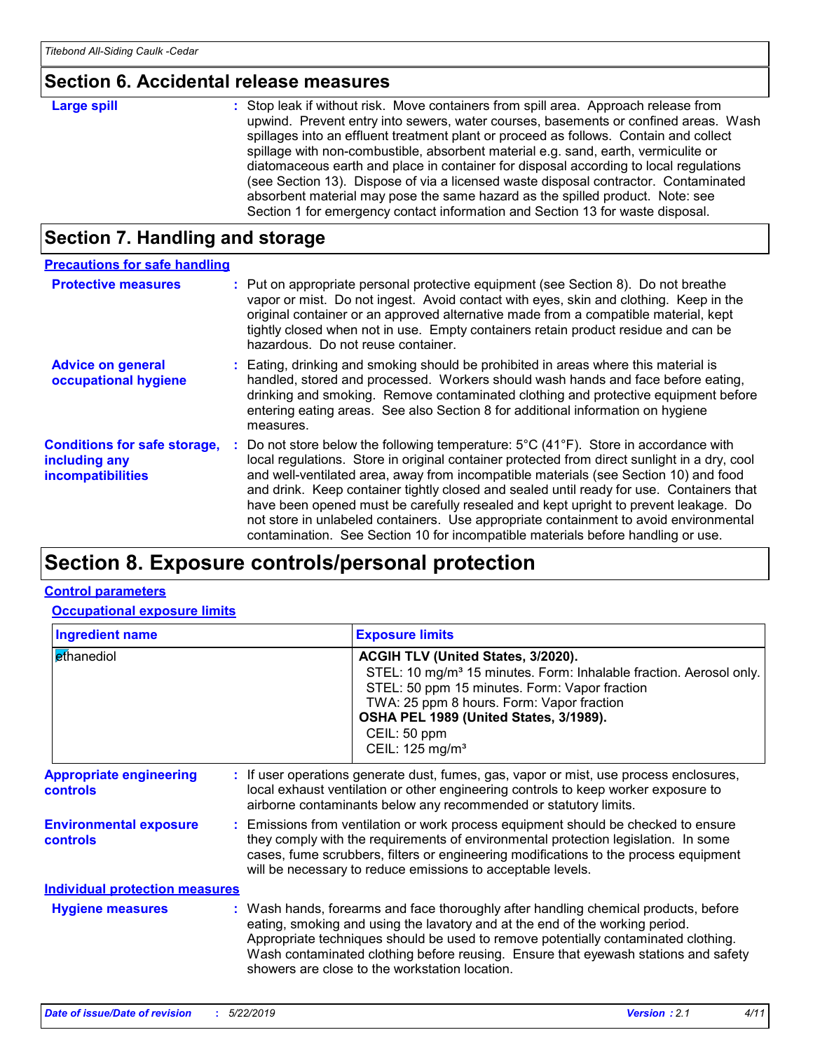## Section 6. Accidental release measures

**Large spill** : Stop leak if without risk. Move containers from spill area. Approach release from upwind. Prevent entry into sewers, water courses, basements or confined areas. Wash spillages into an effluent treatment plant or proceed as follows. Contain and collect spillage with non-combustible, absorbent material e.g. sand, earth, vermiculite or diatomaceous earth and place in container for disposal according to local regulations (see Section 13). Dispose of via a licensed waste disposal contractor. Contaminated absorbent material may pose the same hazard as the spilled product. Note: see Section 1 for emergency contact information and Section 13 for waste disposal.

## Section 7. Handling and storage

### Precautions for safe handling

**Protective measures** : Put on appropriate personal protective equipment (see Section 8). Do not breathe vapor or mist. Do not ingest. Avoid contact with eyes, skin and clothing. Keep in the original container or an approved alternative made from a compatible material, kept tightly closed when not in use. Empty containers retain product residue and can be hazardous. Do not reuse container.

**Advice on general occupational hygiene** : Eating, drinking and smoking should be prohibited in areas where this material is handled, stored and processed. Workers should wash hands and face before eating, drinking and smoking. Remove contaminated clothing and protective equipment before entering eating areas. See also Section 8 for additional information on hygiene measures.

**Conditions for safe storage, including any incompatibilities** : Do not store below the following temperature: 5°C (41°F). Store in accordance with local regulations. Store in original container protected from direct sunlight in a dry, cool and well-ventilated area, away from incompatible materials (see Section 10) and food and drink. Keep container tightly closed and sealed until ready for use. Containers that have been opened must be carefully resealed and kept upright to prevent leakage. Do not store in unlabeled containers. Use appropriate containment to avoid environmental contamination. See Section 10 for incompatible materials before handling or use.

## Section 8. Exposure controls/personal protection

### Control parameters

#### Occupational exposure limits

| Ingredient name | Exposure limits |
|---|---|
| ethanediol | **ACGIH TLV (United States, 3/2020).**<br>STEL: 10 mg/m³ 15 minutes. Form: Inhalable fraction. Aerosol only.<br>STEL: 50 ppm 15 minutes. Form: Vapor fraction<br>TWA: 25 ppm 8 hours. Form: Vapor fraction<br>**OSHA PEL 1989 (United States, 3/1989).**<br>CEIL: 50 ppm<br>CEIL: 125 mg/m³ |

**Appropriate engineering controls** : If user operations generate dust, fumes, gas, vapor or mist, use process enclosures, local exhaust ventilation or other engineering controls to keep worker exposure to airborne contaminants below any recommended or statutory limits.

**Environmental exposure controls** : Emissions from ventilation or work process equipment should be checked to ensure they comply with the requirements of environmental protection legislation. In some cases, fume scrubbers, filters or engineering modifications to the process equipment will be necessary to reduce emissions to acceptable levels.

### Individual protection measures

**Hygiene measures** : Wash hands, forearms and face thoroughly after handling chemical products, before eating, smoking and using the lavatory and at the end of the working period. Appropriate techniques should be used to remove potentially contaminated clothing. Wash contaminated clothing before reusing. Ensure that eyewash stations and safety showers are close to the workstation location.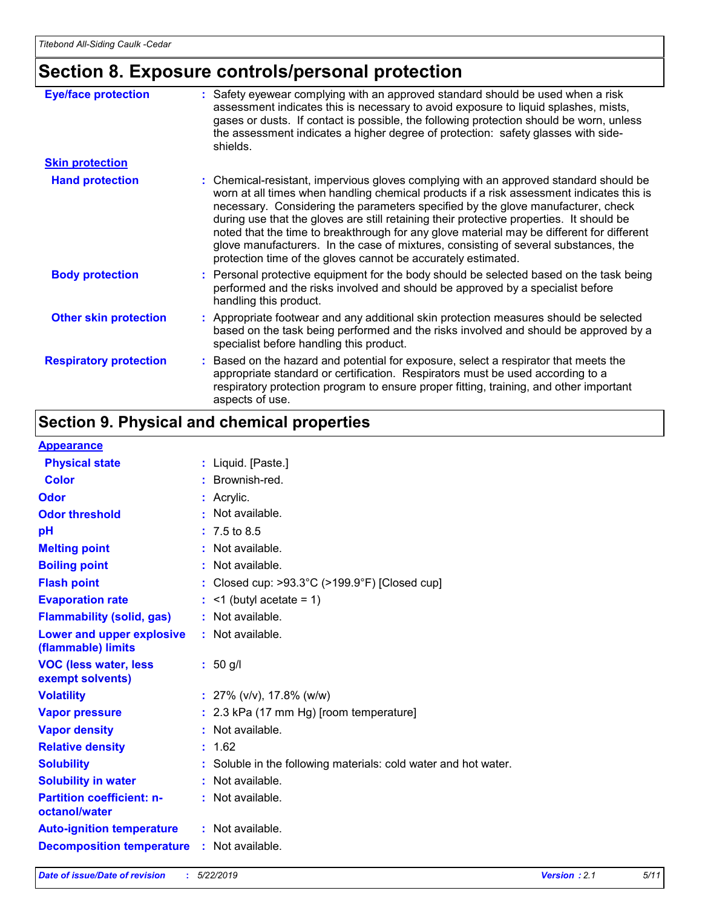## Section 8. Exposure controls/personal protection

| | |
|---|---|
| **Eye/face protection** | : Safety eyewear complying with an approved standard should be used when a risk assessment indicates this is necessary to avoid exposure to liquid splashes, mists, gases or dusts. If contact is possible, the following protection should be worn, unless the assessment indicates a higher degree of protection: safety glasses with side-shields. |
| **Skin protection** | |
| **Hand protection** | : Chemical-resistant, impervious gloves complying with an approved standard should be worn at all times when handling chemical products if a risk assessment indicates this is necessary. Considering the parameters specified by the glove manufacturer, check during use that the gloves are still retaining their protective properties. It should be noted that the time to breakthrough for any glove material may be different for different glove manufacturers. In the case of mixtures, consisting of several substances, the protection time of the gloves cannot be accurately estimated. |
| **Body protection** | : Personal protective equipment for the body should be selected based on the task being performed and the risks involved and should be approved by a specialist before handling this product. |
| **Other skin protection** | : Appropriate footwear and any additional skin protection measures should be selected based on the task being performed and the risks involved and should be approved by a specialist before handling this product. |
| **Respiratory protection** | : Based on the hazard and potential for exposure, select a respirator that meets the appropriate standard or certification. Respirators must be used according to a respiratory protection program to ensure proper fitting, training, and other important aspects of use. |

## Section 9. Physical and chemical properties

| | |
|---|---|
| **Appearance** | |
| **Physical state** | : Liquid. [Paste.] |
| **Color** | : Brownish-red. |
| **Odor** | : Acrylic. |
| **Odor threshold** | : Not available. |
| **pH** | : 7.5 to 8.5 |
| **Melting point** | : Not available. |
| **Boiling point** | : Not available. |
| **Flash point** | : Closed cup: >93.3°C (>199.9°F) [Closed cup] |
| **Evaporation rate** | : <1 (butyl acetate = 1) |
| **Flammability (solid, gas)** | : Not available. |
| **Lower and upper explosive (flammable) limits** | : Not available. |
| **VOC (less water, less exempt solvents)** | : 50 g/l |
| **Volatility** | : 27% (v/v), 17.8% (w/w) |
| **Vapor pressure** | : 2.3 kPa (17 mm Hg) [room temperature] |
| **Vapor density** | : Not available. |
| **Relative density** | : 1.62 |
| **Solubility** | : Soluble in the following materials: cold water and hot water. |
| **Solubility in water** | : Not available. |
| **Partition coefficient: n-octanol/water** | : Not available. |
| **Auto-ignition temperature** | : Not available. |
| **Decomposition temperature** | : Not available. |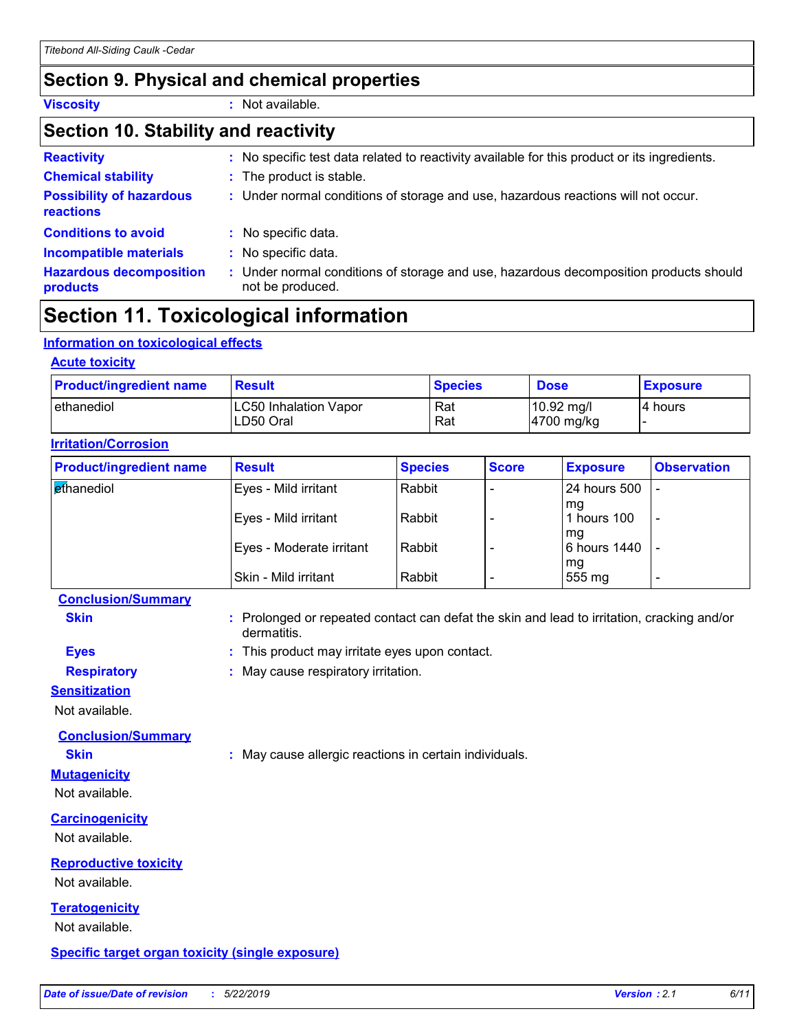## Section 9. Physical and chemical properties

**Viscosity** : Not available.

## Section 10. Stability and reactivity

**Reactivity** : No specific test data related to reactivity available for this product or its ingredients.

**Chemical stability** : The product is stable.

**Possibility of hazardous reactions** : Under normal conditions of storage and use, hazardous reactions will not occur.

**Conditions to avoid** : No specific data.

**Incompatible materials** : No specific data.

**Hazardous decomposition products** : Under normal conditions of storage and use, hazardous decomposition products should not be produced.

## Section 11. Toxicological information

### Information on toxicological effects

#### Acute toxicity

| Product/ingredient name | Result | Species | Dose | Exposure |
|---|---|---|---|---|
| ethanediol | LC50 Inhalation Vapor<br>LD50 Oral | Rat<br>Rat | 10.92 mg/l<br>4700 mg/kg | 4 hours<br>- |

#### Irritation/Corrosion

| Product/ingredient name | Result | Species | Score | Exposure | Observation |
|---|---|---|---|---|---|
| ethanediol | Eyes - Mild irritant | Rabbit | - | 24 hours 500 mg | - |
| | Eyes - Mild irritant | Rabbit | - | 1 hours 100 mg | - |
| | Eyes - Moderate irritant | Rabbit | - | 6 hours 1440 mg | - |
| | Skin - Mild irritant | Rabbit | - | 555 mg | - |

**Conclusion/Summary**

**Skin** : Prolonged or repeated contact can defat the skin and lead to irritation, cracking and/or dermatitis.

**Eyes** : This product may irritate eyes upon contact.

**Respiratory** : May cause respiratory irritation.

#### Sensitization

Not available.

**Conclusion/Summary**

**Skin** : May cause allergic reactions in certain individuals.

#### Mutagenicity

Not available.

#### Carcinogenicity

Not available.

#### Reproductive toxicity

Not available.

#### Teratogenicity

Not available.

#### Specific target organ toxicity (single exposure)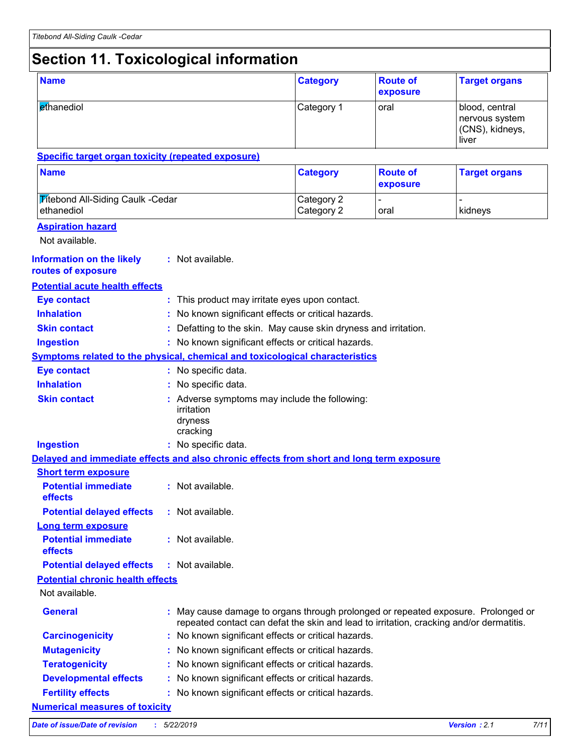# Section 11. Toxicological information

| Name | Category | Route of exposure | Target organs |
| --- | --- | --- | --- |
| ethanediol | Category 1 | oral | blood, central nervous system (CNS), kidneys, liver |

**Specific target organ toxicity (repeated exposure)**

| Name | Category | Route of exposure | Target organs |
| --- | --- | --- | --- |
| Titebond All-Siding Caulk -Cedar | Category 2 | - | - |
| ethanediol | Category 2 | oral | kidneys |

**Aspiration hazard**

Not available.

**Information on the likely routes of exposure** : Not available.

**Potential acute health effects**

**Eye contact** : This product may irritate eyes upon contact.

**Inhalation** : No known significant effects or critical hazards.

**Skin contact** : Defatting to the skin. May cause skin dryness and irritation.

**Ingestion** : No known significant effects or critical hazards.

**Symptoms related to the physical, chemical and toxicological characteristics**

**Eye contact** : No specific data.

**Inhalation** : No specific data.

**Skin contact** : Adverse symptoms may include the following:
irritation
dryness
cracking

**Ingestion** : No specific data.

**Delayed and immediate effects and also chronic effects from short and long term exposure**

**Short term exposure**

**Potential immediate effects** : Not available.

**Potential delayed effects** : Not available.

**Long term exposure**

**Potential immediate effects** : Not available.

**Potential delayed effects** : Not available.

**Potential chronic health effects**

Not available.

**General** : May cause damage to organs through prolonged or repeated exposure. Prolonged or repeated contact can defat the skin and lead to irritation, cracking and/or dermatitis.

**Carcinogenicity** : No known significant effects or critical hazards.

**Mutagenicity** : No known significant effects or critical hazards.

**Teratogenicity** : No known significant effects or critical hazards.

**Developmental effects** : No known significant effects or critical hazards.

**Fertility effects** : No known significant effects or critical hazards.

**Numerical measures of toxicity**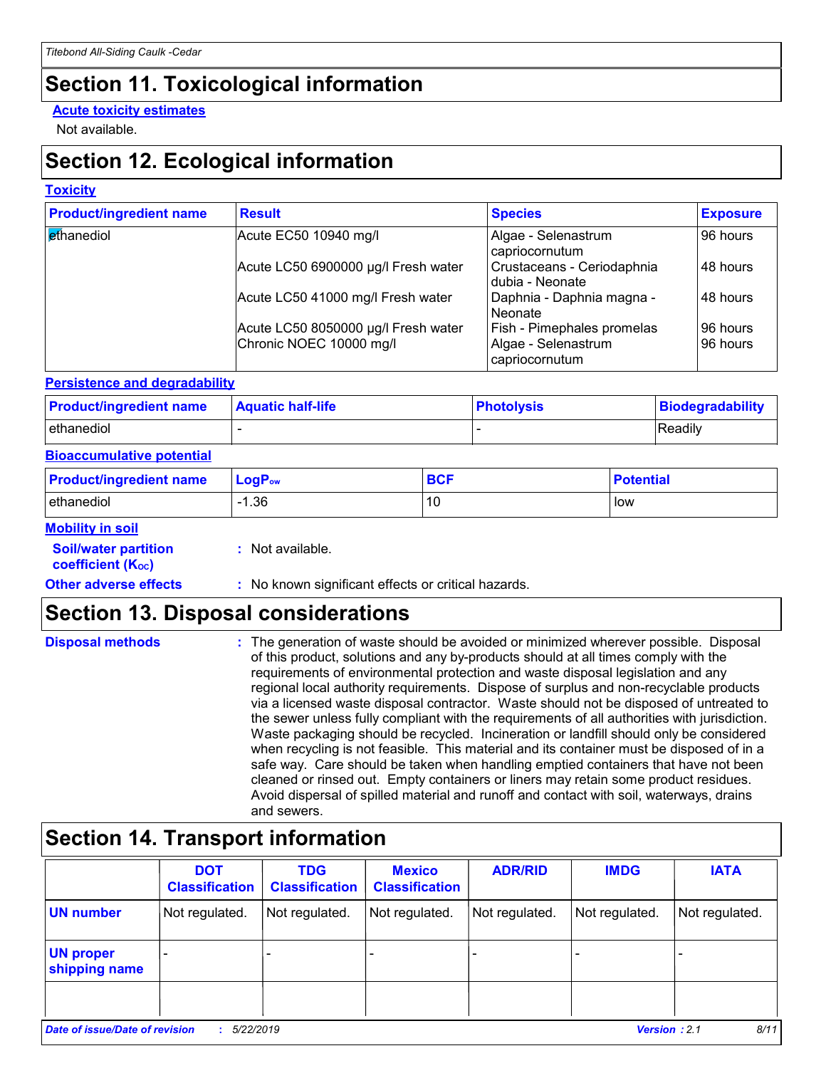## Section 11. Toxicological information

**Acute toxicity estimates**

Not available.

## Section 12. Ecological information

**Toxicity**

| Product/ingredient name | Result | Species | Exposure |
|---|---|---|---|
| ethanediol | Acute EC50 10940 mg/l | Algae - Selenastrum capriocornutum | 96 hours |
| | Acute LC50 6900000 µg/l Fresh water | Crustaceans - Ceriodaphnia dubia - Neonate | 48 hours |
| | Acute LC50 41000 mg/l Fresh water | Daphnia - Daphnia magna - Neonate | 48 hours |
| | Acute LC50 8050000 µg/l Fresh water | Fish - Pimephales promelas | 96 hours |
| | Chronic NOEC 10000 mg/l | Algae - Selenastrum capriocornutum | 96 hours |

**Persistence and degradability**

| Product/ingredient name | Aquatic half-life | Photolysis | Biodegradability |
|---|---|---|---|
| ethanediol | - | - | Readily |

**Bioaccumulative potential**

| Product/ingredient name | $LogP_{ow}$ | BCF | Potential |
|---|---|---|---|
| ethanediol | -1.36 | 10 | low |

**Mobility in soil**

**Soil/water partition coefficient ($K_{OC}$)** : Not available.

**Other adverse effects** : No known significant effects or critical hazards.

## Section 13. Disposal considerations

**Disposal methods** : The generation of waste should be avoided or minimized wherever possible. Disposal of this product, solutions and any by-products should at all times comply with the requirements of environmental protection and waste disposal legislation and any regional local authority requirements. Dispose of surplus and non-recyclable products via a licensed waste disposal contractor. Waste should not be disposed of untreated to the sewer unless fully compliant with the requirements of all authorities with jurisdiction. Waste packaging should be recycled. Incineration or landfill should only be considered when recycling is not feasible. This material and its container must be disposed of in a safe way. Care should be taken when handling emptied containers that have not been cleaned or rinsed out. Empty containers or liners may retain some product residues. Avoid dispersal of spilled material and runoff and contact with soil, waterways, drains and sewers.

## Section 14. Transport information

| | DOT Classification | TDG Classification | Mexico Classification | ADR/RID | IMDG | IATA |
|---|---|---|---|---|---|---|
| UN number | Not regulated. | Not regulated. | Not regulated. | Not regulated. | Not regulated. | Not regulated. |
| UN proper shipping name | - | - | - | - | - | - |
| | | | | | | |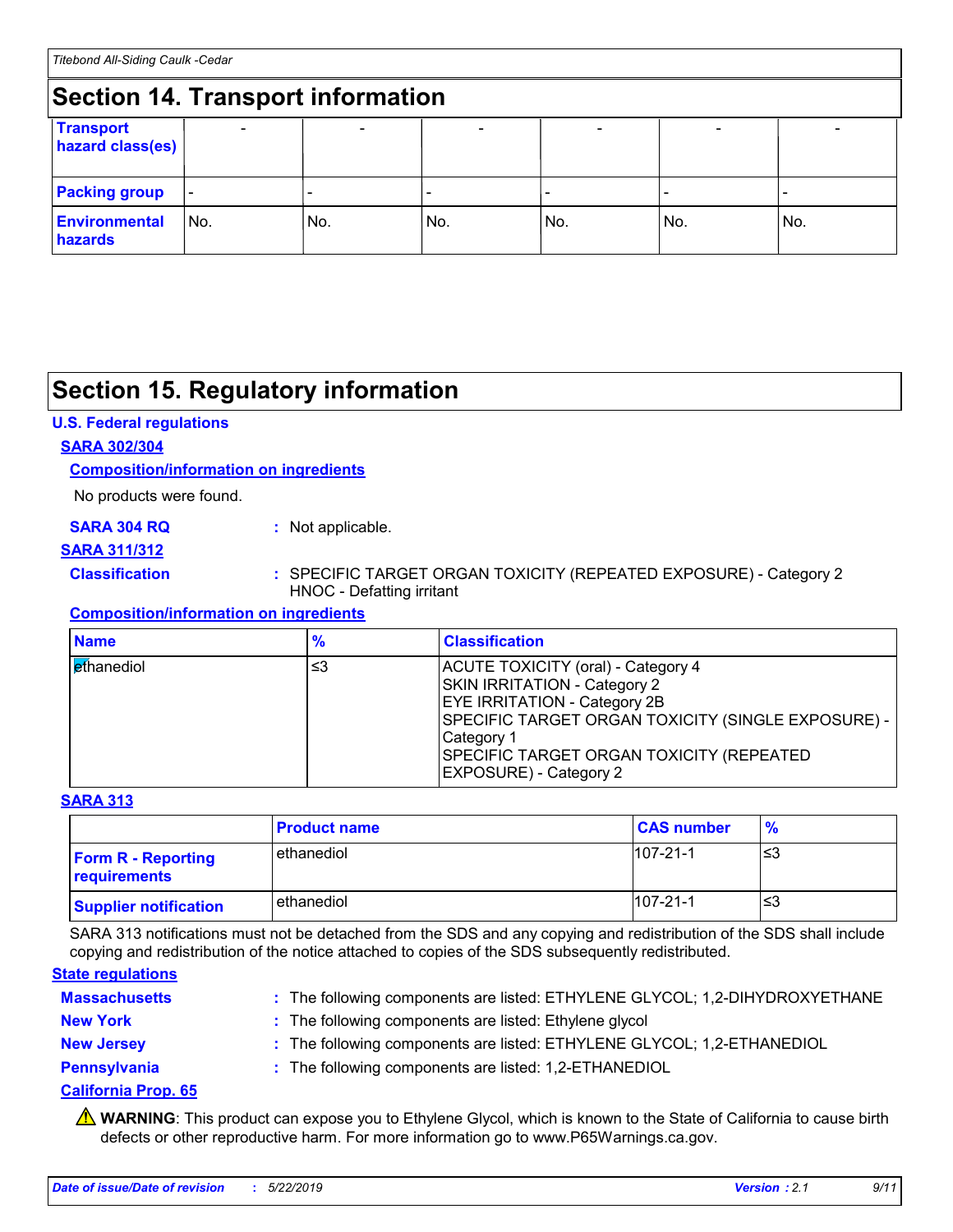## Section 14. Transport information

| Transport hazard class(es) | - | - | - | - | - | - |
|---|---|---|---|---|---|---|
| Packing group | - | - | - | - | - | - |
| Environmental hazards | No. | No. | No. | No. | No. | No. |

## Section 15. Regulatory information

### U.S. Federal regulations

**SARA 302/304**

**Composition/information on ingredients**

No products were found.

**SARA 304 RQ** : Not applicable.

**SARA 311/312**

**Classification** : SPECIFIC TARGET ORGAN TOXICITY (REPEATED EXPOSURE) - Category 2
HNOC - Defatting irritant

**Composition/information on ingredients**

| Name | % | Classification |
|---|---|---|
| ethanediol | ≤3 | ACUTE TOXICITY (oral) - Category 4<br>SKIN IRRITATION - Category 2<br>EYE IRRITATION - Category 2B<br>SPECIFIC TARGET ORGAN TOXICITY (SINGLE EXPOSURE) - Category 1<br>SPECIFIC TARGET ORGAN TOXICITY (REPEATED EXPOSURE) - Category 2 |

**SARA 313**

| | Product name | CAS number | % |
|---|---|---|---|
| Form R - Reporting requirements | ethanediol | 107-21-1 | ≤3 |
| Supplier notification | ethanediol | 107-21-1 | ≤3 |

SARA 313 notifications must not be detached from the SDS and any copying and redistribution of the SDS shall include copying and redistribution of the notice attached to copies of the SDS subsequently redistributed.

### State regulations

**Massachusetts** : The following components are listed: ETHYLENE GLYCOL; 1,2-DIHYDROXYETHANE

**New York** : The following components are listed: Ethylene glycol

**New Jersey** : The following components are listed: ETHYLENE GLYCOL; 1,2-ETHANEDIOL

**Pennsylvania** : The following components are listed: 1,2-ETHANEDIOL

**California Prop. 65**

⚠ **WARNING**: This product can expose you to Ethylene Glycol, which is known to the State of California to cause birth defects or other reproductive harm. For more information go to www.P65Warnings.ca.gov.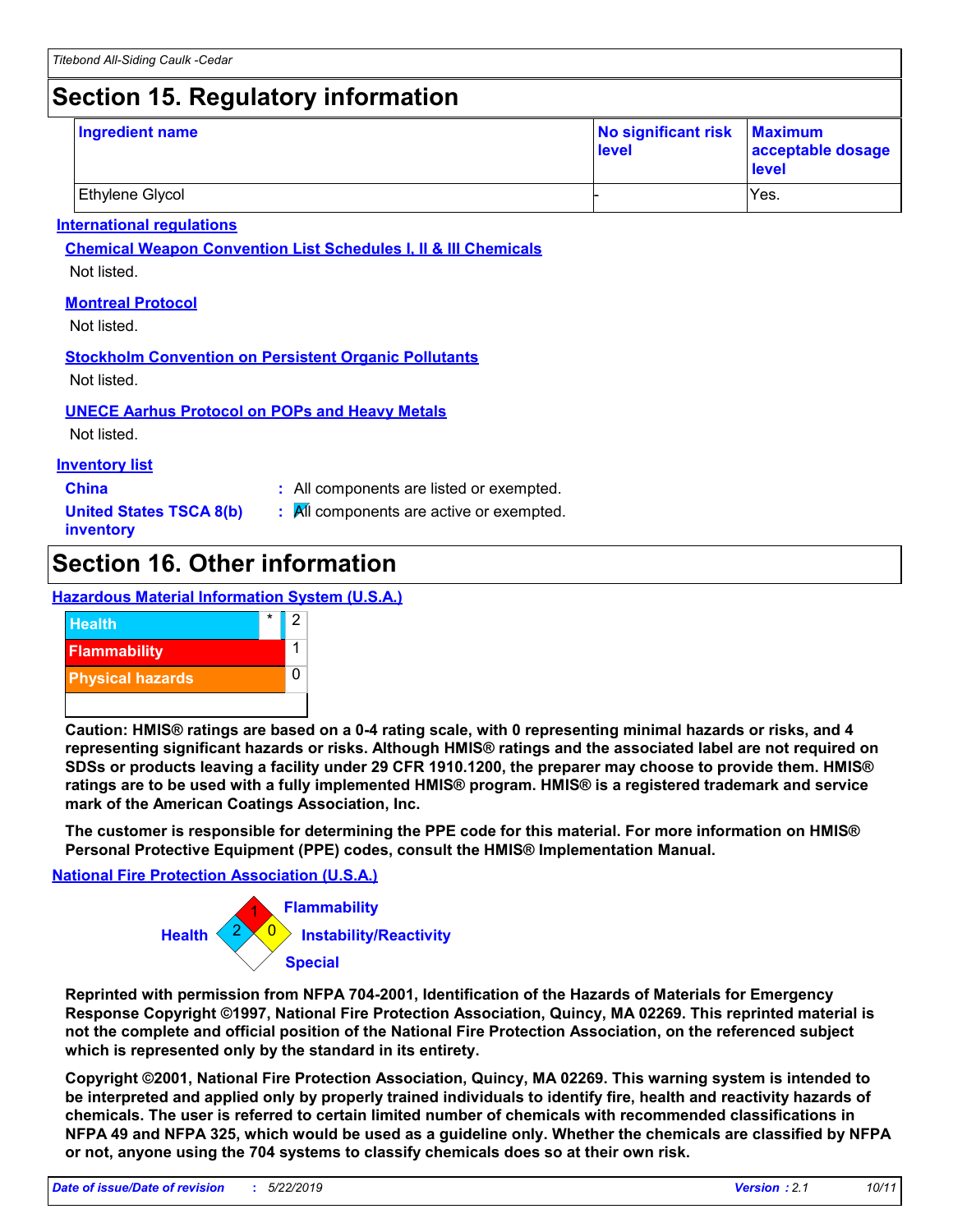## Section 15. Regulatory information

| Ingredient name | No significant risk level | Maximum acceptable dosage level |
|---|---|---|
| Ethylene Glycol | - | Yes. |

**International regulations**

**Chemical Weapon Convention List Schedules I, II & III Chemicals**

Not listed.

**Montreal Protocol**

Not listed.

**Stockholm Convention on Persistent Organic Pollutants**

Not listed.

**UNECE Aarhus Protocol on POPs and Heavy Metals**

Not listed.

**Inventory list**

**China** : All components are listed or exempted.

**United States TSCA 8(b) inventory** : All components are active or exempted.

## Section 16. Other information

**Hazardous Material Information System (U.S.A.)**

| | | |
|---|---|---|
| Health | * | 2 |
| Flammability | | 1 |
| Physical hazards | | 0 |

**Caution: HMIS® ratings are based on a 0-4 rating scale, with 0 representing minimal hazards or risks, and 4 representing significant hazards or risks. Although HMIS® ratings and the associated label are not required on SDSs or products leaving a facility under 29 CFR 1910.1200, the preparer may choose to provide them. HMIS® ratings are to be used with a fully implemented HMIS® program. HMIS® is a registered trademark and service mark of the American Coatings Association, Inc.**

**The customer is responsible for determining the PPE code for this material. For more information on HMIS® Personal Protective Equipment (PPE) codes, consult the HMIS® Implementation Manual.**

**National Fire Protection Association (U.S.A.)**

Health: 2
Flammability: 1
Instability/Reactivity: 0
Special:

**Reprinted with permission from NFPA 704-2001, Identification of the Hazards of Materials for Emergency Response Copyright ©1997, National Fire Protection Association, Quincy, MA 02269. This reprinted material is not the complete and official position of the National Fire Protection Association, on the referenced subject which is represented only by the standard in its entirety.**

**Copyright ©2001, National Fire Protection Association, Quincy, MA 02269. This warning system is intended to be interpreted and applied only by properly trained individuals to identify fire, health and reactivity hazards of chemicals. The user is referred to certain limited number of chemicals with recommended classifications in NFPA 49 and NFPA 325, which would be used as a guideline only. Whether the chemicals are classified by NFPA or not, anyone using the 704 systems to classify chemicals does so at their own risk.**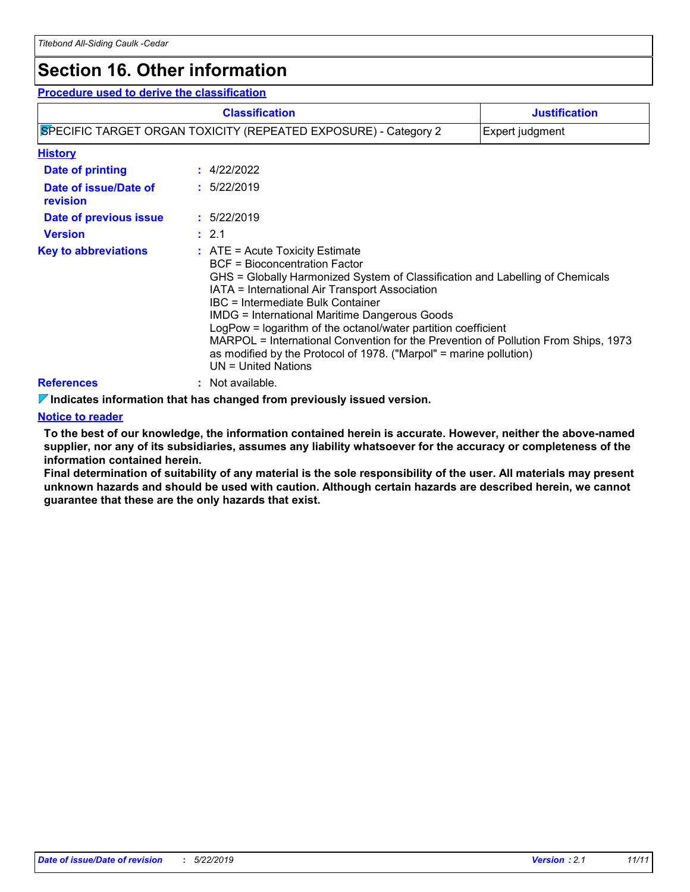# Section 16. Other information

**Procedure used to derive the classification**

| Classification | Justification |
|---|---|
| SPECIFIC TARGET ORGAN TOXICITY (REPEATED EXPOSURE) - Category 2 | Expert judgment |

**History**

**Date of printing** : 4/22/2022

**Date of issue/Date of revision** : 5/22/2019

**Date of previous issue** : 5/22/2019

**Version** : 2.1

**Key to abbreviations** :
ATE = Acute Toxicity Estimate
BCF = Bioconcentration Factor
GHS = Globally Harmonized System of Classification and Labelling of Chemicals
IATA = International Air Transport Association
IBC = Intermediate Bulk Container
IMDG = International Maritime Dangerous Goods
LogPow = logarithm of the octanol/water partition coefficient
MARPOL = International Convention for the Prevention of Pollution From Ships, 1973 as modified by the Protocol of 1978. ("Marpol" = marine pollution)
UN = United Nations

**References** : Not available.

**Indicates information that has changed from previously issued version.**

**Notice to reader**

**To the best of our knowledge, the information contained herein is accurate. However, neither the above-named supplier, nor any of its subsidiaries, assumes any liability whatsoever for the accuracy or completeness of the information contained herein.**

**Final determination of suitability of any material is the sole responsibility of the user. All materials may present unknown hazards and should be used with caution. Although certain hazards are described herein, we cannot guarantee that these are the only hazards that exist.**